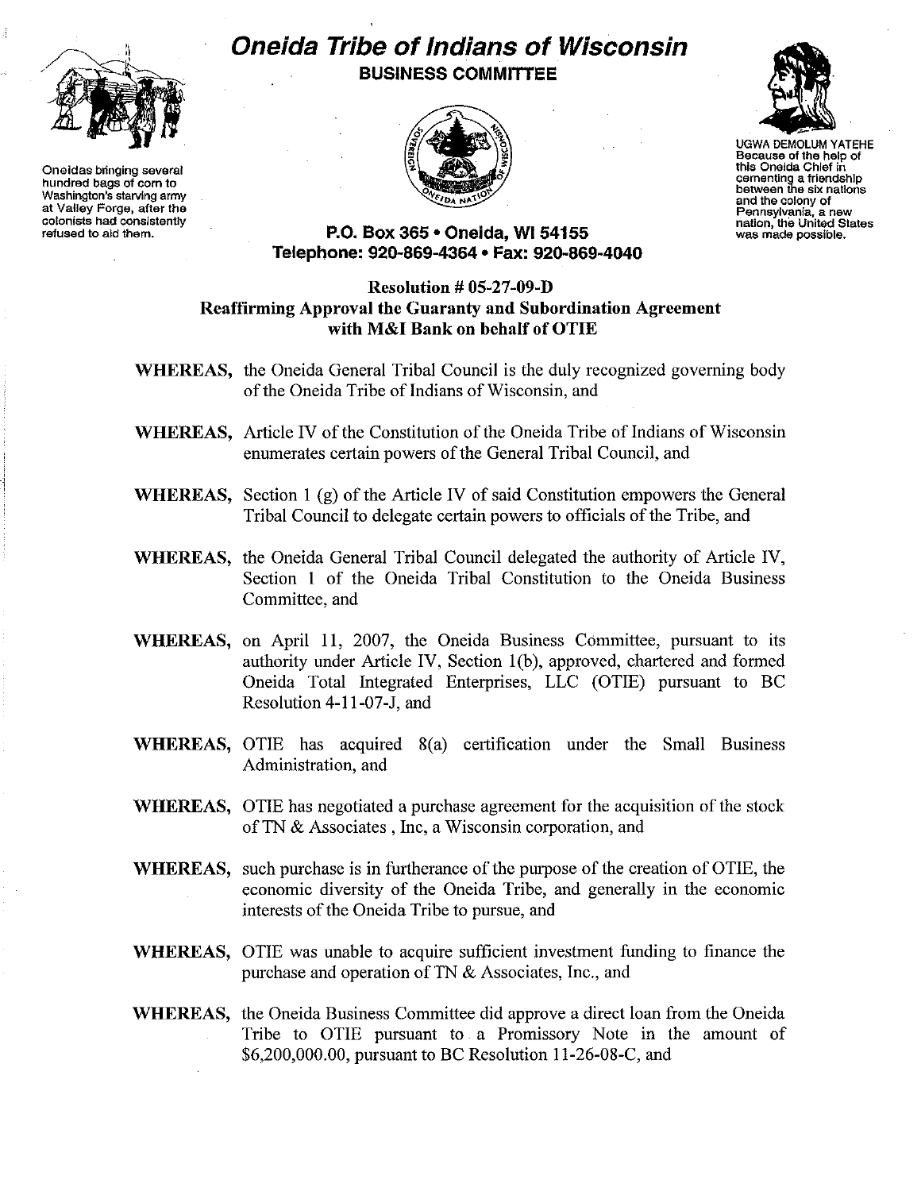# Oneida Tribe of Indians of Wisconsin

**BUSINESS COMMITTEE**

Oneidas bringing several hundred bags of corn to Washington's starving army at Valley Forge, after the colonists had consistently refused to aid them.

UGWA DEMOLUM YATEHE
Because of the help of this Oneida Chief in cementing a friendship between the six nations and the colony of Pennsylvania, a new nation, the United States was made possible.

**P.O. Box 365 • Oneida, WI 54155**
**Telephone: 920-869-4364 • Fax: 920-869-4040**

## Resolution # 05-27-09-D
## Reaffirming Approval the Guaranty and Subordination Agreement with M&I Bank on behalf of OTIE

**WHEREAS,** the Oneida General Tribal Council is the duly recognized governing body of the Oneida Tribe of Indians of Wisconsin, and

**WHEREAS,** Article IV of the Constitution of the Oneida Tribe of Indians of Wisconsin enumerates certain powers of the General Tribal Council, and

**WHEREAS,** Section 1 (g) of the Article IV of said Constitution empowers the General Tribal Council to delegate certain powers to officials of the Tribe, and

**WHEREAS,** the Oneida General Tribal Council delegated the authority of Article IV, Section 1 of the Oneida Tribal Constitution to the Oneida Business Committee, and

**WHEREAS,** on April 11, 2007, the Oneida Business Committee, pursuant to its authority under Article IV, Section 1(b), approved, chartered and formed Oneida Total Integrated Enterprises, LLC (OTIE) pursuant to BC Resolution 4-11-07-J, and

**WHEREAS,** OTIE has acquired 8(a) certification under the Small Business Administration, and

**WHEREAS,** OTIE has negotiated a purchase agreement for the acquisition of the stock of TN & Associates , Inc, a Wisconsin corporation, and

**WHEREAS,** such purchase is in furtherance of the purpose of the creation of OTIE, the economic diversity of the Oneida Tribe, and generally in the economic interests of the Oneida Tribe to pursue, and

**WHEREAS,** OTIE was unable to acquire sufficient investment funding to finance the purchase and operation of TN & Associates, Inc., and

**WHEREAS,** the Oneida Business Committee did approve a direct loan from the Oneida Tribe to OTIE pursuant to a Promissory Note in the amount of $6,200,000.00, pursuant to BC Resolution 11-26-08-C, and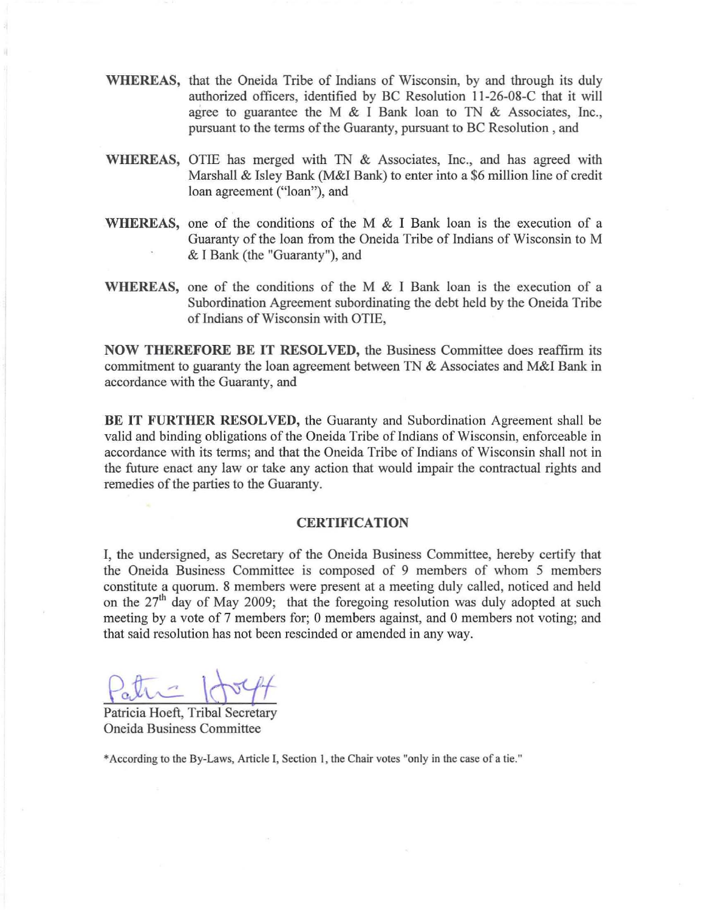**WHEREAS,** that the Oneida Tribe of Indians of Wisconsin, by and through its duly authorized officers, identified by BC Resolution 11-26-08-C that it will agree to guarantee the M & I Bank loan to TN & Associates, Inc., pursuant to the terms of the Guaranty, pursuant to BC Resolution , and

**WHEREAS,** OTIE has merged with TN & Associates, Inc., and has agreed with Marshall & Isley Bank (M&I Bank) to enter into a $6 million line of credit loan agreement ("loan"), and

**WHEREAS,** one of the conditions of the M & I Bank loan is the execution of a Guaranty of the loan from the Oneida Tribe of Indians of Wisconsin to M & I Bank (the "Guaranty"), and

**WHEREAS,** one of the conditions of the M & I Bank loan is the execution of a Subordination Agreement subordinating the debt held by the Oneida Tribe of Indians of Wisconsin with OTIE,

**NOW THEREFORE BE IT RESOLVED,** the Business Committee does reaffirm its commitment to guaranty the loan agreement between TN & Associates and M&I Bank in accordance with the Guaranty, and

**BE IT FURTHER RESOLVED,** the Guaranty and Subordination Agreement shall be valid and binding obligations of the Oneida Tribe of Indians of Wisconsin, enforceable in accordance with its terms; and that the Oneida Tribe of Indians of Wisconsin shall not in the future enact any law or take any action that would impair the contractual rights and remedies of the parties to the Guaranty.

## CERTIFICATION

I, the undersigned, as Secretary of the Oneida Business Committee, hereby certify that the Oneida Business Committee is composed of 9 members of whom 5 members constitute a quorum. 8 members were present at a meeting duly called, noticed and held on the 27th day of May 2009; that the foregoing resolution was duly adopted at such meeting by a vote of 7 members for; 0 members against, and 0 members not voting; and that said resolution has not been rescinded or amended in any way.

Patricia Hoeft, Tribal Secretary
Oneida Business Committee

*According to the By-Laws, Article I, Section 1, the Chair votes "only in the case of a tie."